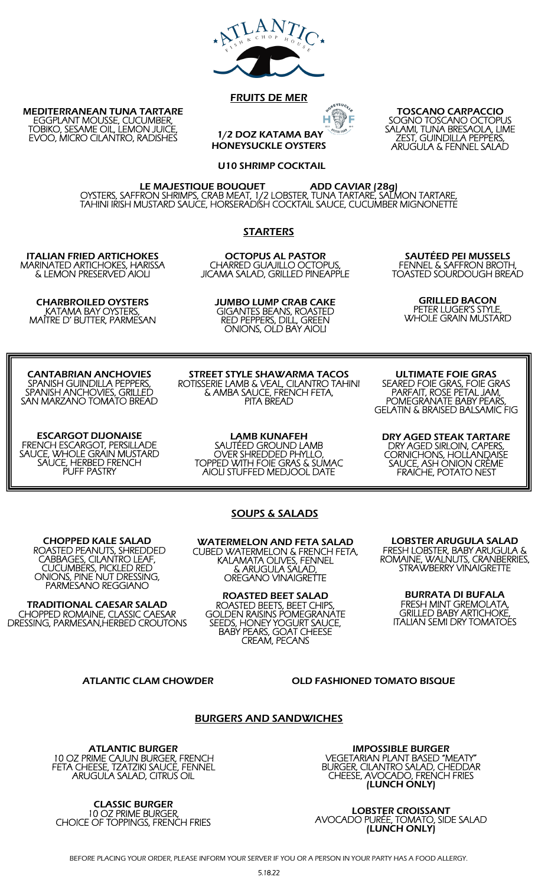# ATLANTIC FISH & CHOP HOUSE

## FRUITS DE MER

**MEDITERRANEAN TUNA TARTARE**
EGGPLANT MOUSSE, CUCUMBER, TOBIKO, SESAME OIL, LEMON JUICE, EVOO, MICRO CILANTRO, RADISHES

**1/2 DOZ KATAMA BAY HONEYSUCKLE OYSTERS**

**TOSCANO CARPACCIO**
SOGNO TOSCANO OCTOPUS SALAMI, TUNA BRESAOLA, LIME ZEST, GUINDILLA PEPPERS, ARUGULA & FENNEL SALAD

**U10 SHRIMP COCKTAIL**

**LE MAJESTIQUE BOUQUET** — **ADD CAVIAR (28g)**
OYSTERS, SAFFRON SHRIMPS, CRAB MEAT, 1/2 LOBSTER, TUNA TARTARE, SALMON TARTARE, TAHINI IRISH MUSTARD SAUCE, HORSERADISH COCKTAIL SAUCE, CUCUMBER MIGNONETTE

## STARTERS

**ITALIAN FRIED ARTICHOKES**
MARINATED ARTICHOKES, HARISSA & LEMON PRESERVED AIOLI

**OCTOPUS AL PASTOR**
CHARRED GUAJILLO OCTOPUS, JICAMA SALAD, GRILLED PINEAPPLE

**SAUTÉED PEI MUSSELS**
FENNEL & SAFFRON BROTH, TOASTED SOURDOUGH BREAD

**CHARBROILED OYSTERS**
KATAMA BAY OYSTERS, MAÎTRE D' BUTTER, PARMESAN

**JUMBO LUMP CRAB CAKE**
GIGANTES BEANS, ROASTED RED PEPPERS, DILL, GREEN ONIONS, OLD BAY AIOLI

**GRILLED BACON**
PETER LUGER'S STYLE, WHOLE GRAIN MUSTARD

**CANTABRIAN ANCHOVIES**
SPANISH GUINDILLA PEPPERS, SPANISH ANCHOVIES, GRILLED SAN MARZANO TOMATO BREAD

**STREET STYLE SHAWARMA TACOS**
ROTISSERIE LAMB & VEAL, CILANTRO TAHINI & AMBA SAUCE, FRENCH FETA, PITA BREAD

**ULTIMATE FOIE GRAS**
SEARED FOIE GRAS, FOIE GRAS PARFAIT, ROSE PETAL JAM, POMEGRANATE BABY PEARS, GELATIN & BRAISED BALSAMIC FIG

**ESCARGOT DIJONAISE**
FRENCH ESCARGOT, PERSILLADE SAUCE, WHOLE GRAIN MUSTARD SAUCE, HERBED FRENCH PUFF PASTRY

**LAMB KUNAFEH**
SAUTÉED GROUND LAMB OVER SHREDDED PHYLLO, TOPPED WITH FOIE GRAS & SUMAC AIOLI STUFFED MEDJOOL DATE

**DRY AGED STEAK TARTARE**
DRY AGED SIRLOIN, CAPERS, CORNICHONS, HOLLANDAISE SAUCE, ASH ONION CRÈME FRAICHE, POTATO NEST

## SOUPS & SALADS

**CHOPPED KALE SALAD**
ROASTED PEANUTS, SHREDDED CABBAGES, CILANTRO LEAF, CUCUMBERS, PICKLED RED ONIONS, PINE NUT DRESSING, PARMESANO REGGIANO

**WATERMELON AND FETA SALAD**
CUBED WATERMELON & FRENCH FETA, KALAMATA OLIVES, FENNEL & ARUGULA SALAD, OREGANO VINAIGRETTE

**LOBSTER ARUGULA SALAD**
FRESH LOBSTER, BABY ARUGULA & ROMAINE, WALNUTS, CRANBERRIES, STRAWBERRY VINAIGRETTE

**TRADITIONAL CAESAR SALAD**
CHOPPED ROMAINE, CLASSIC CAESAR DRESSING, PARMESAN,HERBED CROUTONS

**ROASTED BEET SALAD**
ROASTED BEETS, BEET CHIPS, GOLDEN RAISINS POMEGRANATE SEEDS, HONEY YOGURT SAUCE, BABY PEARS, GOAT CHEESE CREAM, PECANS

**BURRATA DI BUFALA**
FRESH MINT GREMOLATA, GRILLED BABY ARTICHOKE, ITALIAN SEMI DRY TOMATOES

**ATLANTIC CLAM CHOWDER**

**OLD FASHIONED TOMATO BISQUE**

## BURGERS AND SANDWICHES

**ATLANTIC BURGER**
10 OZ PRIME CAJUN BURGER, FRENCH FETA CHEESE, TZATZIKI SAUCE, FENNEL ARUGULA SALAD, CITRUS OIL

**IMPOSSIBLE BURGER**
VEGETARIAN PLANT BASED "MEATY" BURGER, CILANTRO SALAD, CHEDDAR CHEESE, AVOCADO, FRENCH FRIES
**(LUNCH ONLY)**

**CLASSIC BURGER**
10 OZ PRIME BURGER, CHOICE OF TOPPINGS, FRENCH FRIES

**LOBSTER CROISSANT**
AVOCADO PURÉE, TOMATO, SIDE SALAD
**(LUNCH ONLY)**

BEFORE PLACING YOUR ORDER, PLEASE INFORM YOUR SERVER IF YOU OR A PERSON IN YOUR PARTY HAS A FOOD ALLERGY.

5.18.22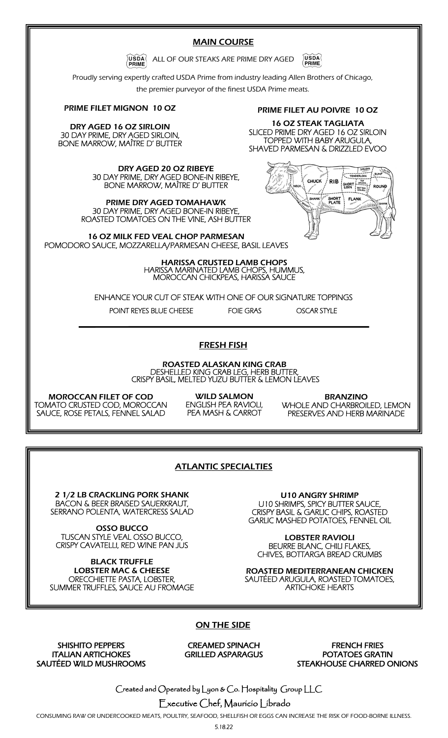## MAIN COURSE

USDA PRIME ALL OF OUR STEAKS ARE PRIME DRY AGED USDA PRIME

*Proudly serving expertly crafted USDA Prime from industry leading Allen Brothers of Chicago, the premier purveyor of the finest USDA Prime meats.*

**PRIME FILET MIGNON 10 OZ**

**PRIME FILET AU POIVRE 10 OZ**

**DRY AGED 16 OZ SIRLOIN**
30 DAY PRIME, DRY AGED SIRLOIN, BONE MARROW, MAÎTRE D' BUTTER

**16 OZ STEAK TAGLIATA**
SLICED PRIME DRY AGED 16 OZ SIRLOIN TOPPED WITH BABY ARUGULA, SHAVED PARMESAN & DRIZZLED EVOO

**DRY AGED 20 OZ RIBEYE**
30 DAY PRIME, DRY AGED BONE-IN RIBEYE, BONE MARROW, MAÎTRE D' BUTTER

**PRIME DRY AGED TOMAHAWK**
30 DAY PRIME, DRY AGED BONE-IN RIBEYE, ROASTED TOMATOES ON THE VINE, ASH BUTTER

**16 OZ MILK FED VEAL CHOP PARMESAN**
POMODORO SAUCE, MOZZARELLA/PARMESAN CHEESE, BASIL LEAVES

**HARISSA CRUSTED LAMB CHOPS**
HARISSA MARINATED LAMB CHOPS, HUMMUS, MOROCCAN CHICKPEAS, HARISSA SAUCE

ENHANCE YOUR CUT OF STEAK WITH ONE OF OUR SIGNATURE TOPPINGS

POINT REYES BLUE CHEESE FOIE GRAS OSCAR STYLE

## FRESH FISH

**ROASTED ALASKAN KING CRAB**
DESHELLED KING CRAB LEG, HERB BUTTER, CRISPY BASIL, MELTED YUZU BUTTER & LEMON LEAVES

**MOROCCAN FILET OF COD**
TOMATO CRUSTED COD, MOROCCAN SAUCE, ROSE PETALS, FENNEL SALAD

**WILD SALMON**
ENGLISH PEA RAVIOLI, PEA MASH & CARROT

**BRANZINO**
WHOLE AND CHARBROILED, LEMON PRESERVES AND HERB MARINADE

## ATLANTIC SPECIALTIES

**2 1/2 LB CRACKLING PORK SHANK**
BACON & BEER BRAISED SAUERKRAUT, SERRANO POLENTA, WATERCRESS SALAD

**OSSO BUCCO**
TUSCAN STYLE VEAL OSSO BUCCO, CRISPY CAVATELLI, RED WINE PAN JUS

**BLACK TRUFFLE LOBSTER MAC & CHEESE**
ORECCHIETTE PASTA, LOBSTER, SUMMER TRUFFLES, SAUCE AU FROMAGE

**U10 ANGRY SHRIMP**
U10 SHRIMPS, SPICY BUTTER SAUCE, CRISPY BASIL & GARLIC CHIPS, ROASTED GARLIC MASHED POTATOES, FENNEL OIL

**LOBSTER RAVIOLI**
BEURRE BLANC, CHILI FLAKES, CHIVES, BOTTARGA BREAD CRUMBS

**ROASTED MEDITERRANEAN CHICKEN**
SAUTÉED ARUGULA, ROASTED TOMATOES, ARTICHOKE HEARTS

## ON THE SIDE

SHISHITO PEPPERS
ITALIAN ARTICHOKES
SAUTÉED WILD MUSHROOMS
CREAMED SPINACH
GRILLED ASPARAGUS
FRENCH FRIES
POTATOES GRATIN
STEAKHOUSE CHARRED ONIONS

Created and Operated by Lyon & Co. Hospitality Group LLC

Executive Chef, Mauricio Librado

CONSUMING RAW OR UNDERCOOKED MEATS, POULTRY, SEAFOOD, SHELLFISH OR EGGS CAN INCREASE THE RISK OF FOOD-BORNE ILLNESS.

5.18.22